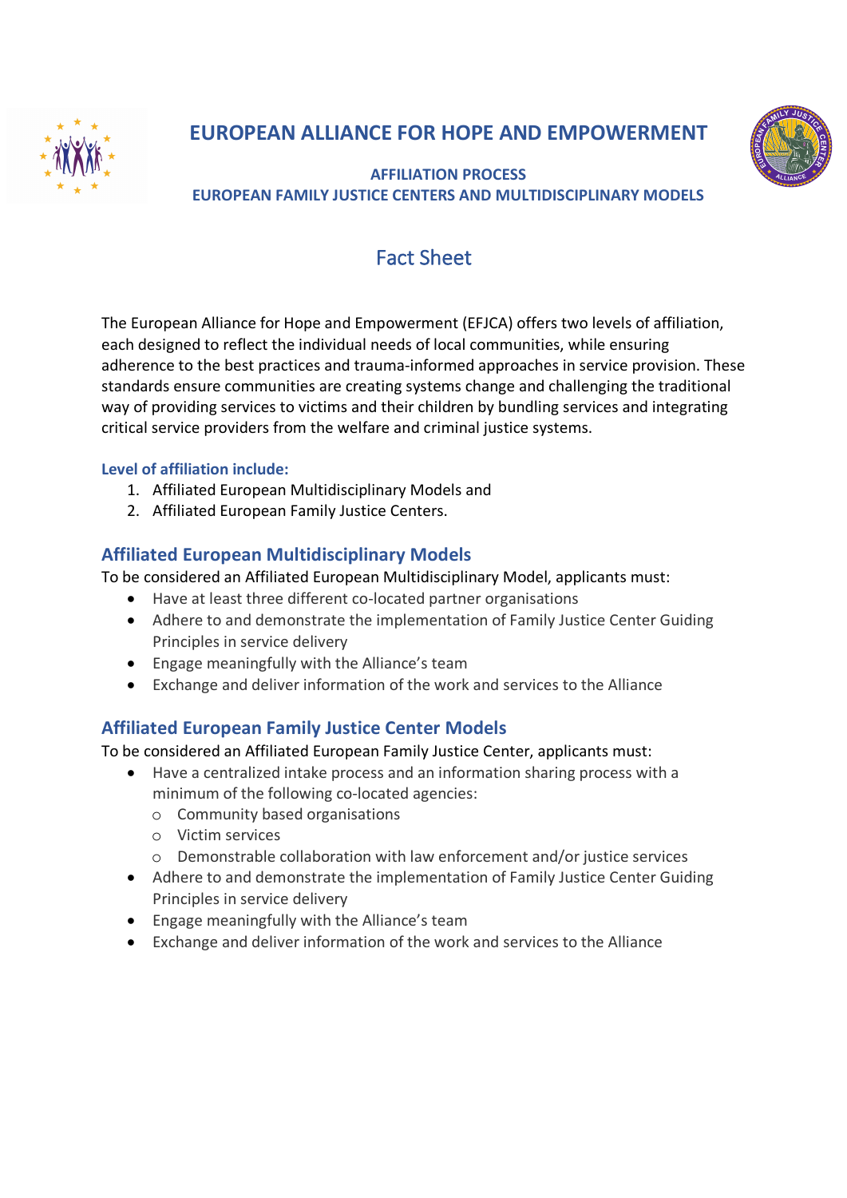# EUROPEAN ALLIANCE FOR HOPE AND EMPOWERMENT

### AFFILIATION PROCESS
### EUROPEAN FAMILY JUSTICE CENTERS AND MULTIDISCIPLINARY MODELS

## Fact Sheet

The European Alliance for Hope and Empowerment (EFJCA) offers two levels of affiliation, each designed to reflect the individual needs of local communities, while ensuring adherence to the best practices and trauma-informed approaches in service provision. These standards ensure communities are creating systems change and challenging the traditional way of providing services to victims and their children by bundling services and integrating critical service providers from the welfare and criminal justice systems.

**Level of affiliation include:**

1. Affiliated European Multidisciplinary Models and
2. Affiliated European Family Justice Centers.

## Affiliated European Multidisciplinary Models

To be considered an Affiliated European Multidisciplinary Model, applicants must:

- Have at least three different co-located partner organisations
- Adhere to and demonstrate the implementation of Family Justice Center Guiding Principles in service delivery
- Engage meaningfully with the Alliance's team
- Exchange and deliver information of the work and services to the Alliance

## Affiliated European Family Justice Center Models

To be considered an Affiliated European Family Justice Center, applicants must:

- Have a centralized intake process and an information sharing process with a minimum of the following co-located agencies:
  - Community based organisations
  - Victim services
  - Demonstrable collaboration with law enforcement and/or justice services
- Adhere to and demonstrate the implementation of Family Justice Center Guiding Principles in service delivery
- Engage meaningfully with the Alliance's team
- Exchange and deliver information of the work and services to the Alliance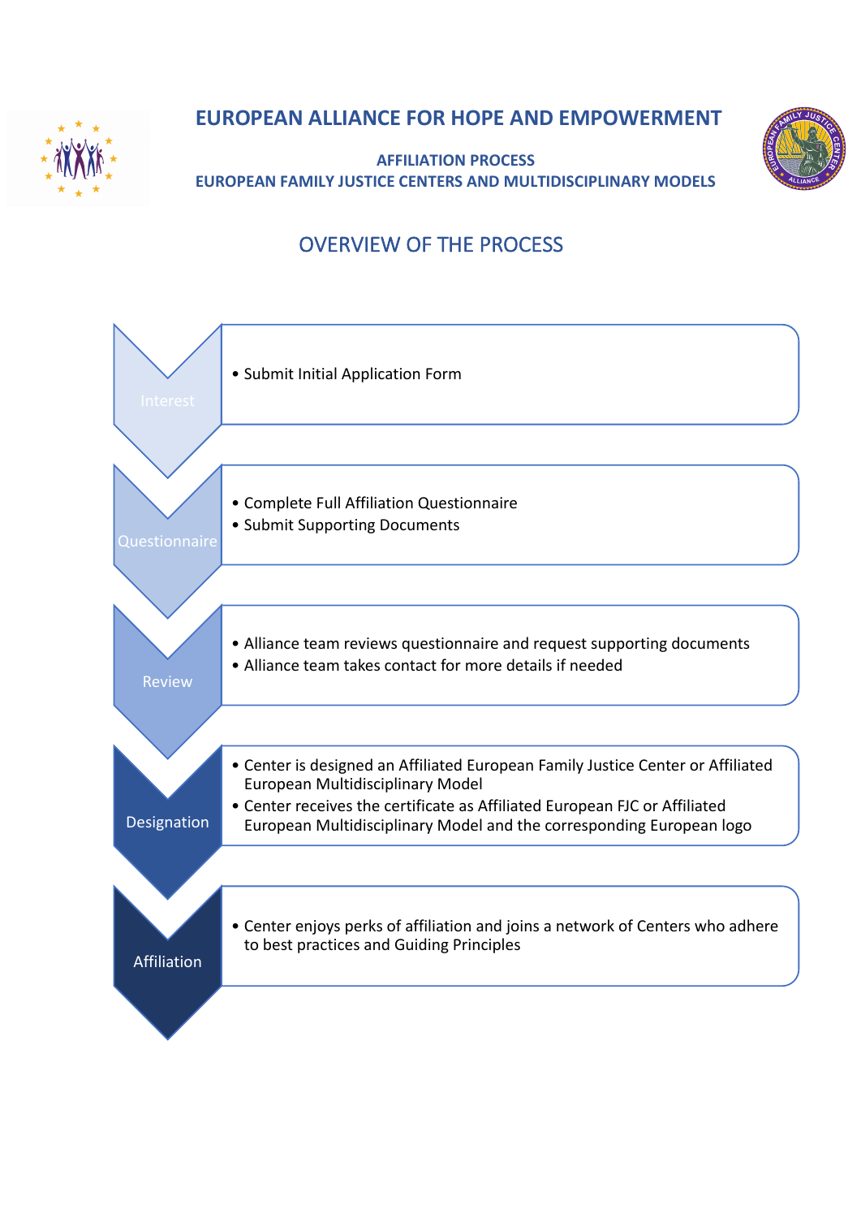# EUROPEAN ALLIANCE FOR HOPE AND EMPOWERMENT

## AFFILIATION PROCESS
## EUROPEAN FAMILY JUSTICE CENTERS AND MULTIDISCIPLINARY MODELS

## OVERVIEW OF THE PROCESS

**Interest**

- Submit Initial Application Form

**Questionnaire**

- Complete Full Affiliation Questionnaire
- Submit Supporting Documents

**Review**

- Alliance team reviews questionnaire and request supporting documents
- Alliance team takes contact for more details if needed

**Designation**

- Center is designed an Affiliated European Family Justice Center or Affiliated European Multidisciplinary Model
- Center receives the certificate as Affiliated European FJC or Affiliated European Multidisciplinary Model and the corresponding European logo

**Affiliation**

- Center enjoys perks of affiliation and joins a network of Centers who adhere to best practices and Guiding Principles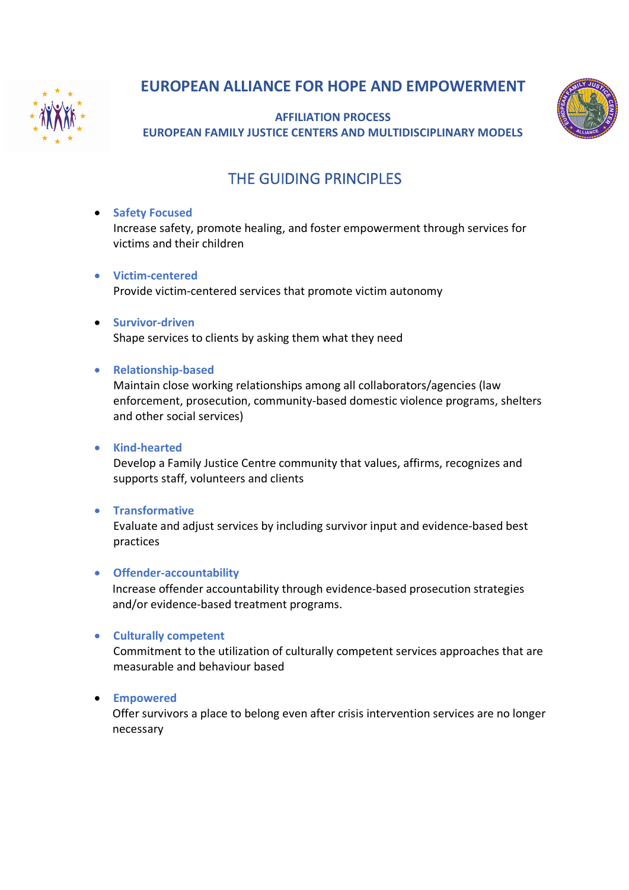# EUROPEAN ALLIANCE FOR HOPE AND EMPOWERMENT

**AFFILIATION PROCESS**
**EUROPEAN FAMILY JUSTICE CENTERS AND MULTIDISCIPLINARY MODELS**

## THE GUIDING PRINCIPLES

- **Safety Focused**
  Increase safety, promote healing, and foster empowerment through services for victims and their children

- **Victim-centered**
  Provide victim-centered services that promote victim autonomy

- **Survivor-driven**
  Shape services to clients by asking them what they need

- **Relationship-based**
  Maintain close working relationships among all collaborators/agencies (law enforcement, prosecution, community-based domestic violence programs, shelters and other social services)

- **Kind-hearted**
  Develop a Family Justice Centre community that values, affirms, recognizes and supports staff, volunteers and clients

- **Transformative**
  Evaluate and adjust services by including survivor input and evidence-based best practices

- **Offender-accountability**
  Increase offender accountability through evidence-based prosecution strategies and/or evidence-based treatment programs.

- **Culturally competent**
  Commitment to the utilization of culturally competent services approaches that are measurable and behaviour based

- **Empowered**
  Offer survivors a place to belong even after crisis intervention services are no longer necessary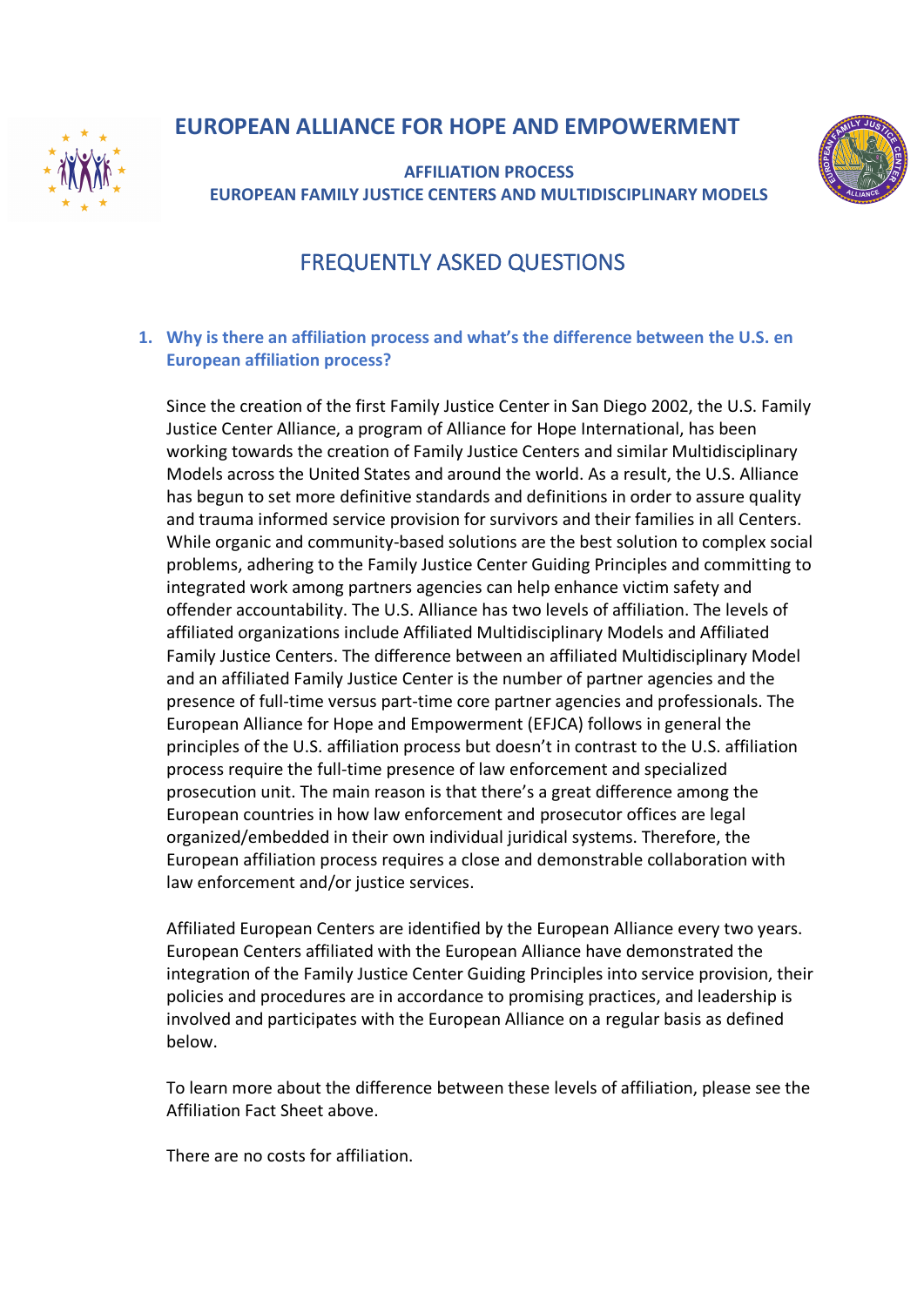# EUROPEAN ALLIANCE FOR HOPE AND EMPOWERMENT

**AFFILIATION PROCESS**
**EUROPEAN FAMILY JUSTICE CENTERS AND MULTIDISCIPLINARY MODELS**

## FREQUENTLY ASKED QUESTIONS

### 1. Why is there an affiliation process and what's the difference between the U.S. en European affiliation process?

Since the creation of the first Family Justice Center in San Diego 2002, the U.S. Family Justice Center Alliance, a program of Alliance for Hope International, has been working towards the creation of Family Justice Centers and similar Multidisciplinary Models across the United States and around the world. As a result, the U.S. Alliance has begun to set more definitive standards and definitions in order to assure quality and trauma informed service provision for survivors and their families in all Centers. While organic and community-based solutions are the best solution to complex social problems, adhering to the Family Justice Center Guiding Principles and committing to integrated work among partners agencies can help enhance victim safety and offender accountability. The U.S. Alliance has two levels of affiliation. The levels of affiliated organizations include Affiliated Multidisciplinary Models and Affiliated Family Justice Centers. The difference between an affiliated Multidisciplinary Model and an affiliated Family Justice Center is the number of partner agencies and the presence of full-time versus part-time core partner agencies and professionals. The European Alliance for Hope and Empowerment (EFJCA) follows in general the principles of the U.S. affiliation process but doesn't in contrast to the U.S. affiliation process require the full-time presence of law enforcement and specialized prosecution unit. The main reason is that there's a great difference among the European countries in how law enforcement and prosecutor offices are legal organized/embedded in their own individual juridical systems. Therefore, the European affiliation process requires a close and demonstrable collaboration with law enforcement and/or justice services.

Affiliated European Centers are identified by the European Alliance every two years. European Centers affiliated with the European Alliance have demonstrated the integration of the Family Justice Center Guiding Principles into service provision, their policies and procedures are in accordance to promising practices, and leadership is involved and participates with the European Alliance on a regular basis as defined below.

To learn more about the difference between these levels of affiliation, please see the Affiliation Fact Sheet above.

There are no costs for affiliation.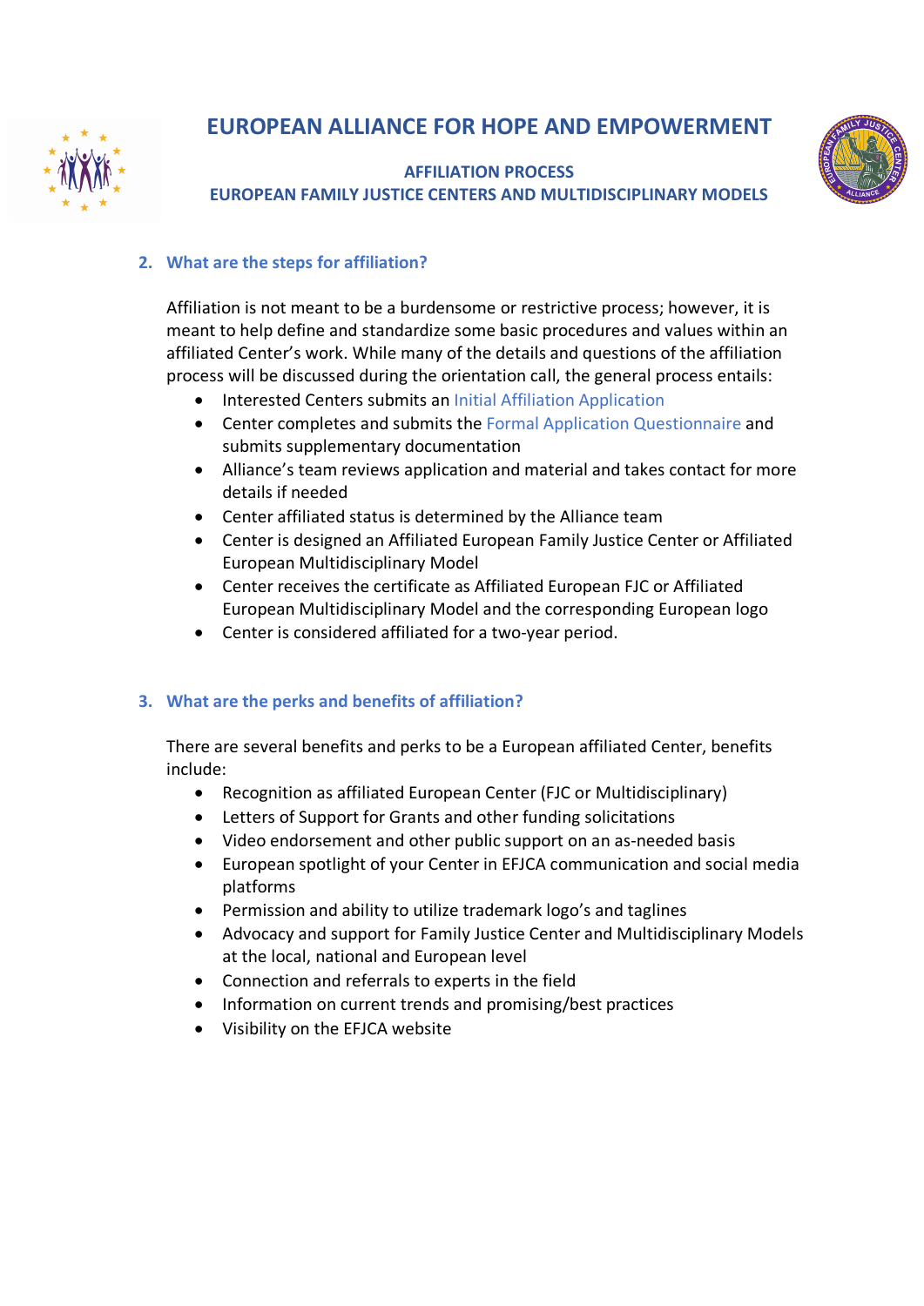## 2. What are the steps for affiliation?

Affiliation is not meant to be a burdensome or restrictive process; however, it is meant to help define and standardize some basic procedures and values within an affiliated Center's work. While many of the details and questions of the affiliation process will be discussed during the orientation call, the general process entails:

- Interested Centers submits an Initial Affiliation Application
- Center completes and submits the Formal Application Questionnaire and submits supplementary documentation
- Alliance's team reviews application and material and takes contact for more details if needed
- Center affiliated status is determined by the Alliance team
- Center is designed an Affiliated European Family Justice Center or Affiliated European Multidisciplinary Model
- Center receives the certificate as Affiliated European FJC or Affiliated European Multidisciplinary Model and the corresponding European logo
- Center is considered affiliated for a two-year period.

## 3. What are the perks and benefits of affiliation?

There are several benefits and perks to be a European affiliated Center, benefits include:

- Recognition as affiliated European Center (FJC or Multidisciplinary)
- Letters of Support for Grants and other funding solicitations
- Video endorsement and other public support on an as-needed basis
- European spotlight of your Center in EFJCA communication and social media platforms
- Permission and ability to utilize trademark logo's and taglines
- Advocacy and support for Family Justice Center and Multidisciplinary Models at the local, national and European level
- Connection and referrals to experts in the field
- Information on current trends and promising/best practices
- Visibility on the EFJCA website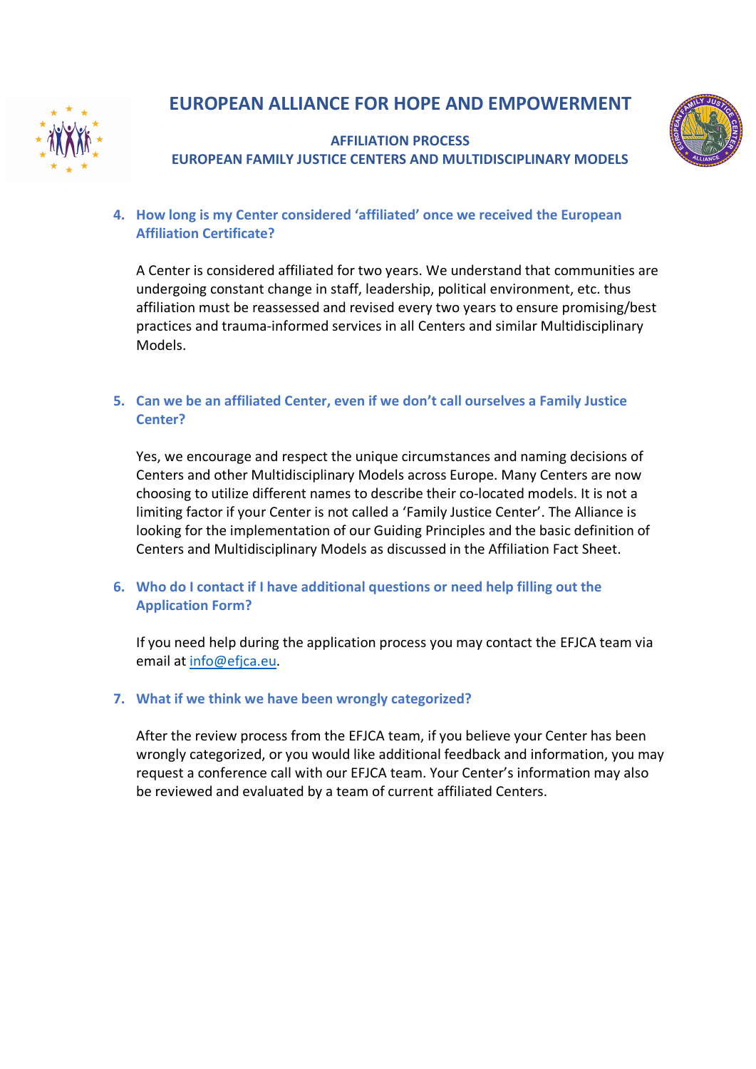# EUROPEAN ALLIANCE FOR HOPE AND EMPOWERMENT

## AFFILIATION PROCESS
## EUROPEAN FAMILY JUSTICE CENTERS AND MULTIDISCIPLINARY MODELS

4. **How long is my Center considered 'affiliated' once we received the European Affiliation Certificate?**

   A Center is considered affiliated for two years. We understand that communities are undergoing constant change in staff, leadership, political environment, etc. thus affiliation must be reassessed and revised every two years to ensure promising/best practices and trauma-informed services in all Centers and similar Multidisciplinary Models.

5. **Can we be an affiliated Center, even if we don't call ourselves a Family Justice Center?**

   Yes, we encourage and respect the unique circumstances and naming decisions of Centers and other Multidisciplinary Models across Europe. Many Centers are now choosing to utilize different names to describe their co-located models. It is not a limiting factor if your Center is not called a 'Family Justice Center'. The Alliance is looking for the implementation of our Guiding Principles and the basic definition of Centers and Multidisciplinary Models as discussed in the Affiliation Fact Sheet.

6. **Who do I contact if I have additional questions or need help filling out the Application Form?**

   If you need help during the application process you may contact the EFJCA team via email at info@efjca.eu.

7. **What if we think we have been wrongly categorized?**

   After the review process from the EFJCA team, if you believe your Center has been wrongly categorized, or you would like additional feedback and information, you may request a conference call with our EFJCA team. Your Center's information may also be reviewed and evaluated by a team of current affiliated Centers.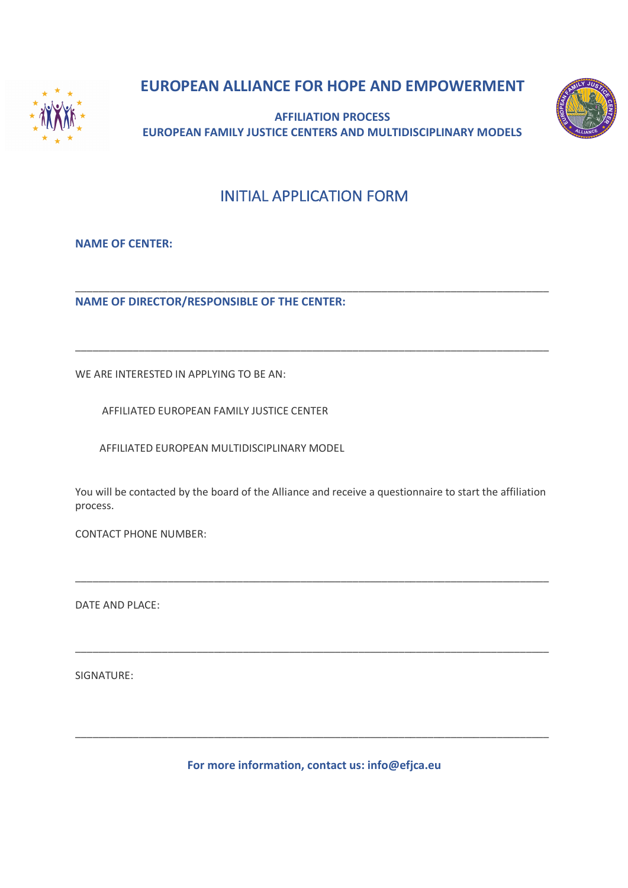# EUROPEAN ALLIANCE FOR HOPE AND EMPOWERMENT

**AFFILIATION PROCESS**
**EUROPEAN FAMILY JUSTICE CENTERS AND MULTIDISCIPLINARY MODELS**

## INITIAL APPLICATION FORM

**NAME OF CENTER:**

______________________________________________________________________________

**NAME OF DIRECTOR/RESPONSIBLE OF THE CENTER:**

______________________________________________________________________________

WE ARE INTERESTED IN APPLYING TO BE AN:

AFFILIATED EUROPEAN FAMILY JUSTICE CENTER

AFFILIATED EUROPEAN MULTIDISCIPLINARY MODEL

You will be contacted by the board of the Alliance and receive a questionnaire to start the affiliation process.

CONTACT PHONE NUMBER:

______________________________________________________________________________

DATE AND PLACE:

______________________________________________________________________________

SIGNATURE:

______________________________________________________________________________

**For more information, contact us: info@efjca.eu**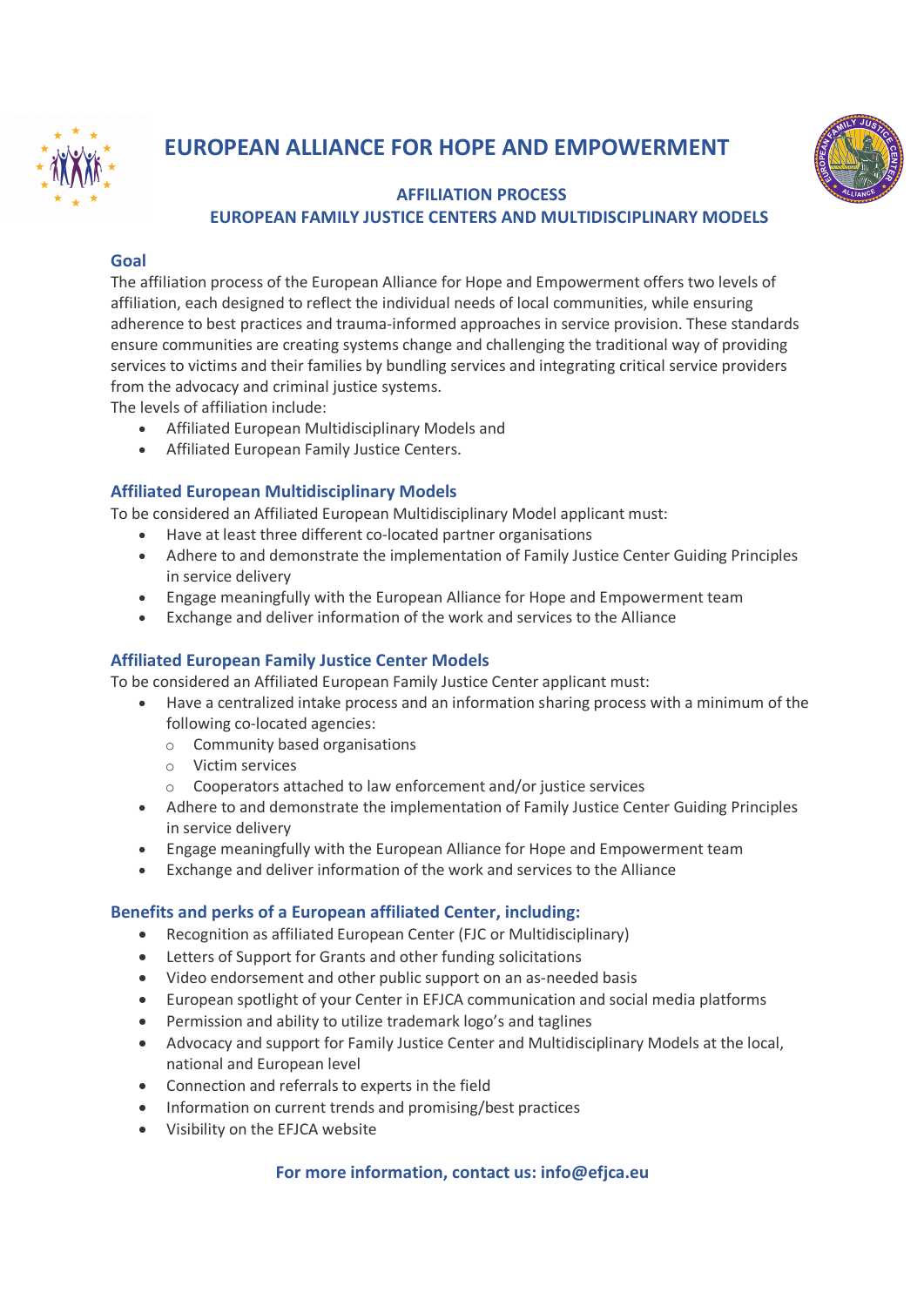# EUROPEAN ALLIANCE FOR HOPE AND EMPOWERMENT

## AFFILIATION PROCESS
## EUROPEAN FAMILY JUSTICE CENTERS AND MULTIDISCIPLINARY MODELS

### Goal

The affiliation process of the European Alliance for Hope and Empowerment offers two levels of affiliation, each designed to reflect the individual needs of local communities, while ensuring adherence to best practices and trauma-informed approaches in service provision. These standards ensure communities are creating systems change and challenging the traditional way of providing services to victims and their families by bundling services and integrating critical service providers from the advocacy and criminal justice systems.

The levels of affiliation include:

- Affiliated European Multidisciplinary Models and
- Affiliated European Family Justice Centers.

### Affiliated European Multidisciplinary Models

To be considered an Affiliated European Multidisciplinary Model applicant must:

- Have at least three different co-located partner organisations
- Adhere to and demonstrate the implementation of Family Justice Center Guiding Principles in service delivery
- Engage meaningfully with the European Alliance for Hope and Empowerment team
- Exchange and deliver information of the work and services to the Alliance

### Affiliated European Family Justice Center Models

To be considered an Affiliated European Family Justice Center applicant must:

- Have a centralized intake process and an information sharing process with a minimum of the following co-located agencies:
  - Community based organisations
  - Victim services
  - Cooperators attached to law enforcement and/or justice services
- Adhere to and demonstrate the implementation of Family Justice Center Guiding Principles in service delivery
- Engage meaningfully with the European Alliance for Hope and Empowerment team
- Exchange and deliver information of the work and services to the Alliance

### Benefits and perks of a European affiliated Center, including:

- Recognition as affiliated European Center (FJC or Multidisciplinary)
- Letters of Support for Grants and other funding solicitations
- Video endorsement and other public support on an as-needed basis
- European spotlight of your Center in EFJCA communication and social media platforms
- Permission and ability to utilize trademark logo's and taglines
- Advocacy and support for Family Justice Center and Multidisciplinary Models at the local, national and European level
- Connection and referrals to experts in the field
- Information on current trends and promising/best practices
- Visibility on the EFJCA website

**For more information, contact us: info@efjca.eu**